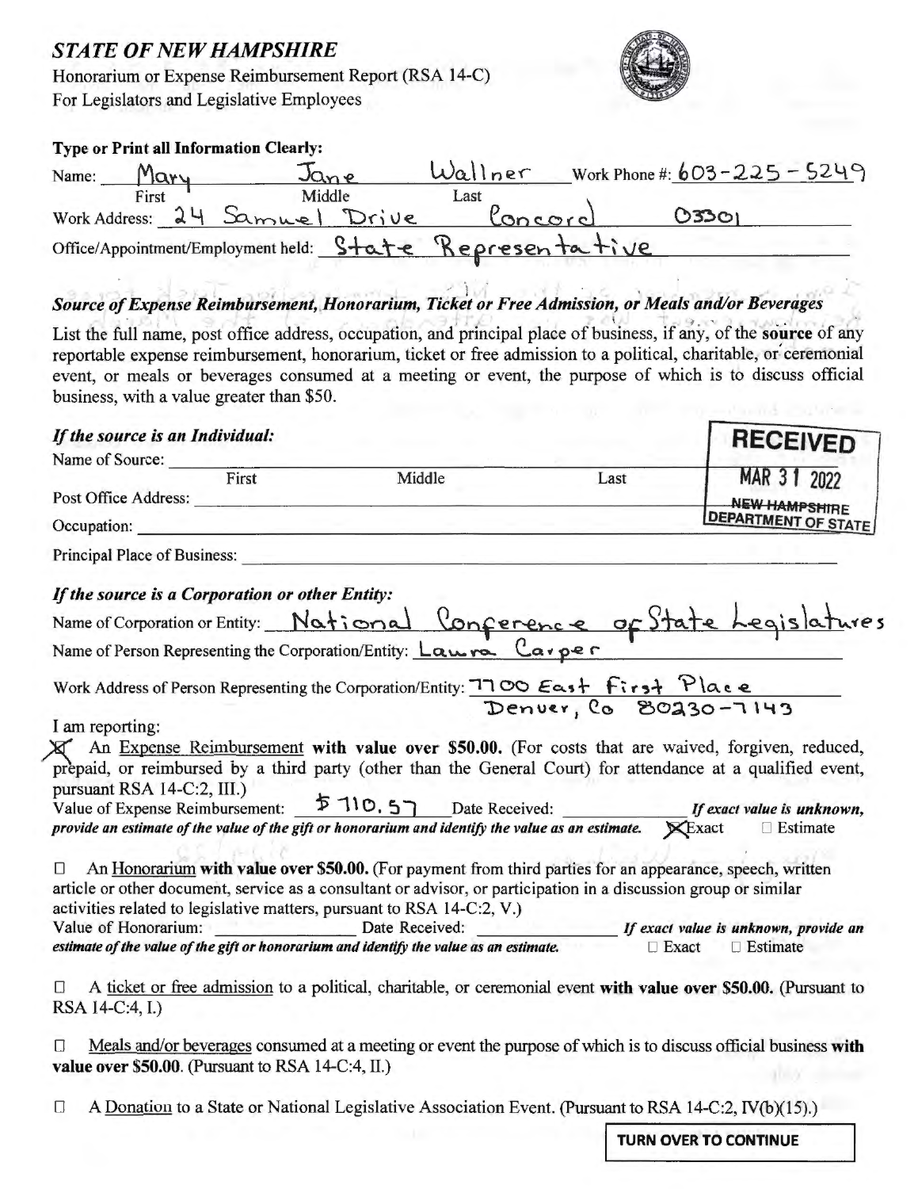## *STATE OF NEW HAMPSHIRE*

Honorarium or Expense Reimbursement Report (RSA 14-C)
For Legislators and Legislative Employees

**Type or Print all Information Clearly:**

Name: Mary (First) Jane (Middle) Wallner (Last) Work Phone #: 603-225-5249

Work Address: 24 Samuel Drive Concord 03301

Office/Appointment/Employment held: State Representative

### *Source of Expense Reimbursement, Honorarium, Ticket or Free Admission, or Meals and/or Beverages*

List the full name, post office address, occupation, and principal place of business, if any, of the **source** of any reportable expense reimbursement, honorarium, ticket or free admission to a political, charitable, or ceremonial event, or meals or beverages consumed at a meeting or event, the purpose of which is to discuss official business, with a value greater than $50.

**RECEIVED**
**MAR 31 2022**
**NEW HAMPSHIRE DEPARTMENT OF STATE**

#### *If the source is an Individual:*

Name of Source: ______ (First) ______ (Middle) ______ (Last)

Post Office Address: ______

Occupation: ______

Principal Place of Business: ______

#### *If the source is a Corporation or other Entity:*

Name of Corporation or Entity: National Conference of State Legislatures

Name of Person Representing the Corporation/Entity: Laura Carper

Work Address of Person Representing the Corporation/Entity: 7700 East First Place Denver, Co 80230-7143

I am reporting:

☒ An Expense Reimbursement **with value over $50.00.** (For costs that are waived, forgiven, reduced, prepaid, or reimbursed by a third party (other than the General Court) for attendance at a qualified event, pursuant RSA 14-C:2, III.)
Value of Expense Reimbursement: $710.57 Date Received: ______ ***If exact value is unknown, provide an estimate of the value of the gift or honorarium and identify the value as an estimate.*** ☒ Exact ☐ Estimate

☐ An Honorarium **with value over $50.00.** (For payment from third parties for an appearance, speech, written article or other document, service as a consultant or advisor, or participation in a discussion group or similar activities related to legislative matters, pursuant to RSA 14-C:2, V.)
Value of Honorarium: ______ Date Received: ______ ***If exact value is unknown, provide an estimate of the value of the gift or honorarium and identify the value as an estimate.*** ☐ Exact ☐ Estimate

☐ A ticket or free admission to a political, charitable, or ceremonial event **with value over $50.00.** (Pursuant to RSA 14-C:4, I.)

☐ Meals and/or beverages consumed at a meeting or event the purpose of which is to discuss official business **with value over $50.00**. (Pursuant to RSA 14-C:4, II.)

☐ A Donation to a State or National Legislative Association Event. (Pursuant to RSA 14-C:2, IV(b)(15).)

**TURN OVER TO CONTINUE**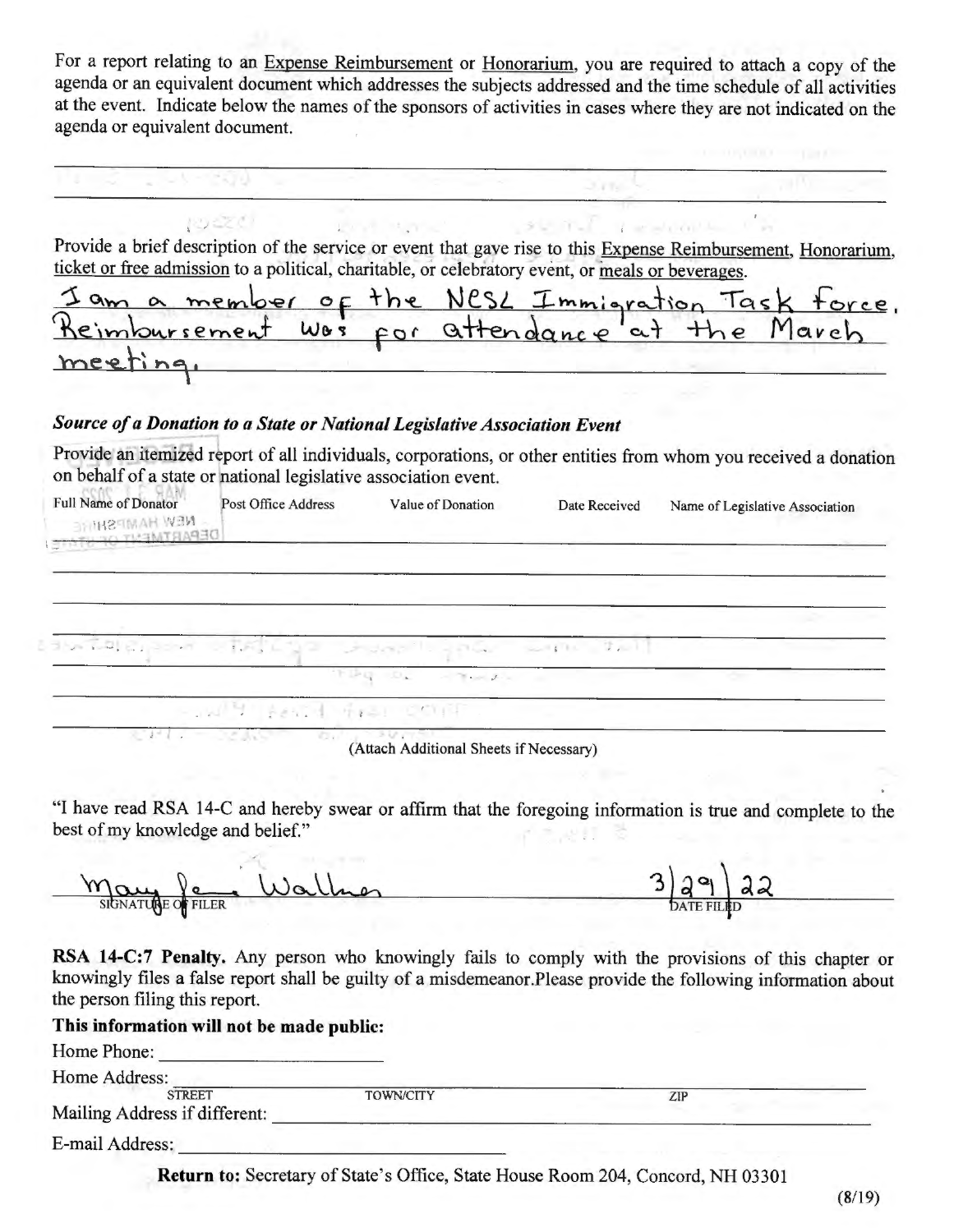For a report relating to an Expense Reimbursement or Honorarium, you are required to attach a copy of the agenda or an equivalent document which addresses the subjects addressed and the time schedule of all activities at the event. Indicate below the names of the sponsors of activities in cases where they are not indicated on the agenda or equivalent document.

Provide a brief description of the service or event that gave rise to this Expense Reimbursement, Honorarium, ticket or free admission to a political, charitable, or celebratory event, or meals or beverages.

I am a member of the NCSL Immigration Task Force. Reimbursement was for attendance at the March meeting.

***Source of a Donation to a State or National Legislative Association Event***

Provide an itemized report of all individuals, corporations, or other entities from whom you received a donation on behalf of a state or national legislative association event.

| Full Name of Donator | Post Office Address | Value of Donation | Date Received | Name of Legislative Association |
|---|---|---|---|---|
| | | | | |

(Attach Additional Sheets if Necessary)

"I have read RSA 14-C and hereby swear or affirm that the foregoing information is true and complete to the best of my knowledge and belief."

Mary Jane Wallner — SIGNATURE OF FILER

3/29/22 — DATE FILED

**RSA 14-C:7 Penalty.** Any person who knowingly fails to comply with the provisions of this chapter or knowingly files a false report shall be guilty of a misdemeanor. Please provide the following information about the person filing this report.

**This information will not be made public:**

Home Phone:

Home Address: STREET TOWN/CITY ZIP

Mailing Address if different:

E-mail Address:

**Return to:** Secretary of State's Office, State House Room 204, Concord, NH 03301

(8/19)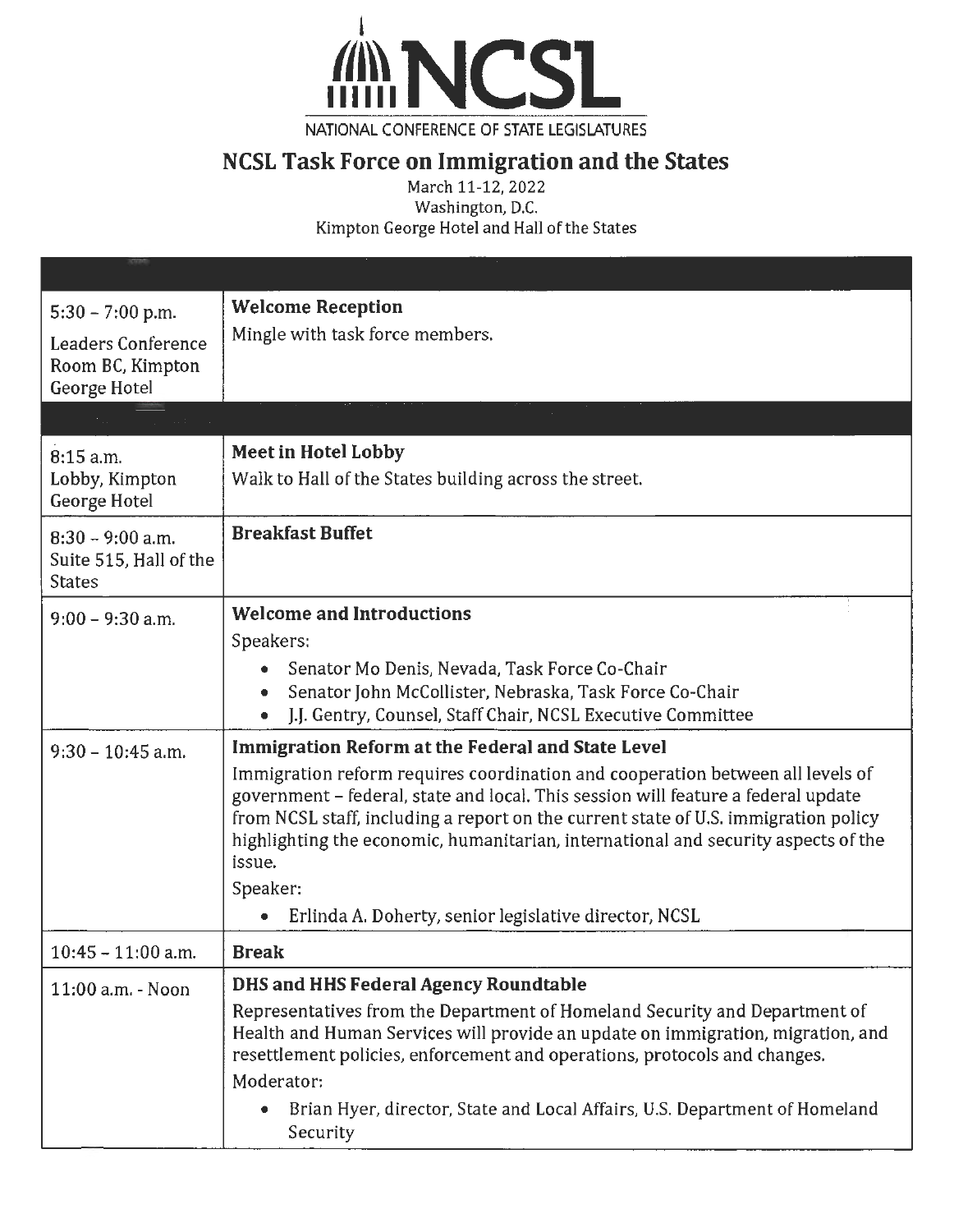NATIONAL CONFERENCE OF STATE LEGISLATURES

# NCSL Task Force on Immigration and the States

March 11-12, 2022
Washington, D.C.
Kimpton George Hotel and Hall of the States

| | |
|---|---|
| 5:30 – 7:00 p.m.<br>Leaders Conference Room BC, Kimpton George Hotel | **Welcome Reception**<br>Mingle with task force members. |
| | |
| 8:15 a.m.<br>Lobby, Kimpton George Hotel | **Meet in Hotel Lobby**<br>Walk to Hall of the States building across the street. |
| 8:30 – 9:00 a.m.<br>Suite 515, Hall of the States | **Breakfast Buffet** |
| 9:00 – 9:30 a.m. | **Welcome and Introductions**<br>Speakers:<br>• Senator Mo Denis, Nevada, Task Force Co-Chair<br>• Senator John McCollister, Nebraska, Task Force Co-Chair<br>• J.J. Gentry, Counsel, Staff Chair, NCSL Executive Committee |
| 9:30 – 10:45 a.m. | **Immigration Reform at the Federal and State Level**<br>Immigration reform requires coordination and cooperation between all levels of government – federal, state and local. This session will feature a federal update from NCSL staff, including a report on the current state of U.S. immigration policy highlighting the economic, humanitarian, international and security aspects of the issue.<br>Speaker:<br>• Erlinda A. Doherty, senior legislative director, NCSL |
| 10:45 – 11:00 a.m. | **Break** |
| 11:00 a.m. - Noon | **DHS and HHS Federal Agency Roundtable**<br>Representatives from the Department of Homeland Security and Department of Health and Human Services will provide an update on immigration, migration, and resettlement policies, enforcement and operations, protocols and changes.<br>Moderator:<br>• Brian Hyer, director, State and Local Affairs, U.S. Department of Homeland Security |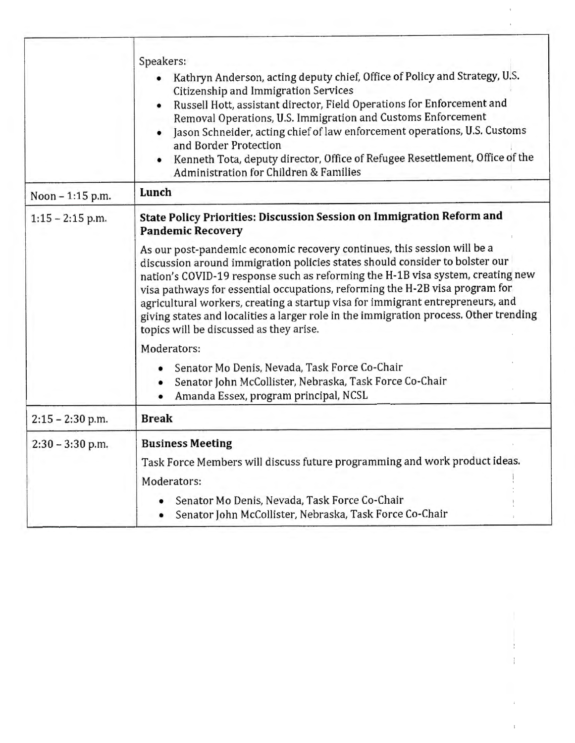| | |
|---|---|
| | Speakers:<br>• Kathryn Anderson, acting deputy chief, Office of Policy and Strategy, U.S. Citizenship and Immigration Services<br>• Russell Hott, assistant director, Field Operations for Enforcement and Removal Operations, U.S. Immigration and Customs Enforcement<br>• Jason Schneider, acting chief of law enforcement operations, U.S. Customs and Border Protection<br>• Kenneth Tota, deputy director, Office of Refugee Resettlement, Office of the Administration for Children & Families |
| Noon – 1:15 p.m. | **Lunch** |
| 1:15 – 2:15 p.m. | **State Policy Priorities: Discussion Session on Immigration Reform and Pandemic Recovery**<br>As our post-pandemic economic recovery continues, this session will be a discussion around immigration policies states should consider to bolster our nation's COVID-19 response such as reforming the H-1B visa system, creating new visa pathways for essential occupations, reforming the H-2B visa program for agricultural workers, creating a startup visa for immigrant entrepreneurs, and giving states and localities a larger role in the immigration process. Other trending topics will be discussed as they arise.<br>Moderators:<br>• Senator Mo Denis, Nevada, Task Force Co-Chair<br>• Senator John McCollister, Nebraska, Task Force Co-Chair<br>• Amanda Essex, program principal, NCSL |
| 2:15 – 2:30 p.m. | **Break** |
| 2:30 – 3:30 p.m. | **Business Meeting**<br>Task Force Members will discuss future programming and work product ideas.<br>Moderators:<br>• Senator Mo Denis, Nevada, Task Force Co-Chair<br>• Senator John McCollister, Nebraska, Task Force Co-Chair |